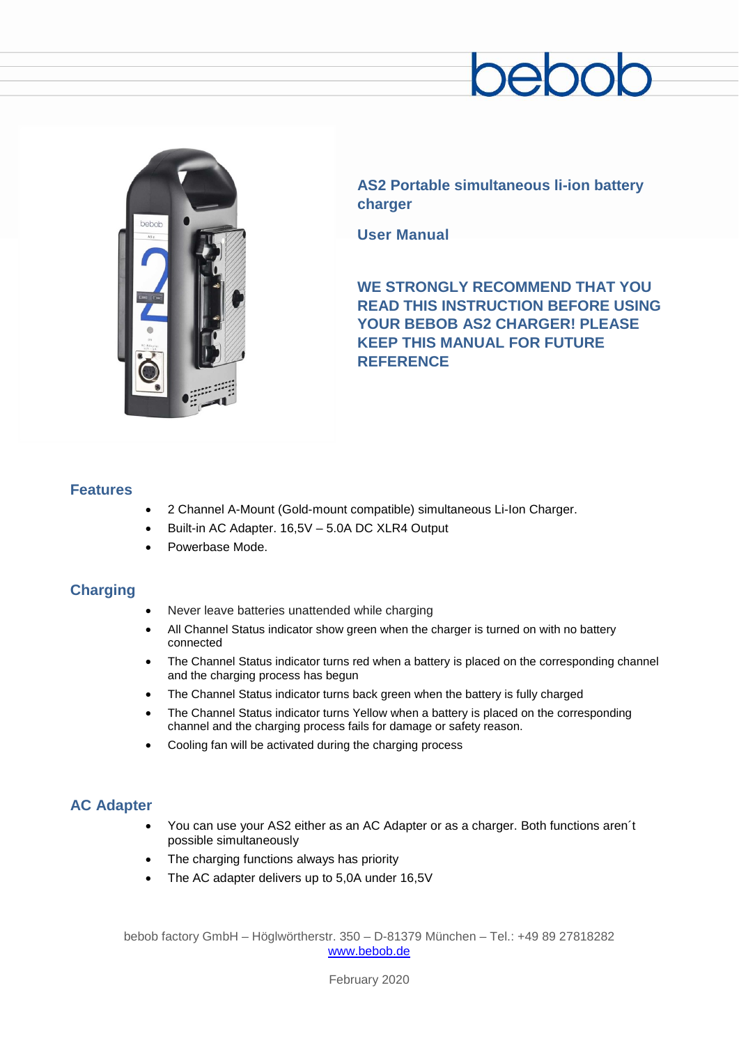bebob

**AS2 Portable simultaneous li-ion battery charger**

**User Manual**

**WE STRONGLY RECOMMEND THAT YOU READ THIS INSTRUCTION BEFORE USING YOUR BEBOB AS2 CHARGER! PLEASE KEEP THIS MANUAL FOR FUTURE REFERENCE**

## Features

- 2 Channel A-Mount (Gold-mount compatible) simultaneous Li-Ion Charger.
- Built-in AC Adapter. 16,5V – 5.0A DC XLR4 Output
- Powerbase Mode.

## Charging

- Never leave batteries unattended while charging
- All Channel Status indicator show green when the charger is turned on with no battery connected
- The Channel Status indicator turns red when a battery is placed on the corresponding channel and the charging process has begun
- The Channel Status indicator turns back green when the battery is fully charged
- The Channel Status indicator turns Yellow when a battery is placed on the corresponding channel and the charging process fails for damage or safety reason.
- Cooling fan will be activated during the charging process

## AC Adapter

- You can use your AS2 either as an AC Adapter or as a charger. Both functions aren´t possible simultaneously
- The charging functions always has priority
- The AC adapter delivers up to 5,0A under 16,5V

bebob factory GmbH – Höglwörtherstr. 350 – D-81379 München – Tel.: +49 89 27818282
www.bebob.de

February 2020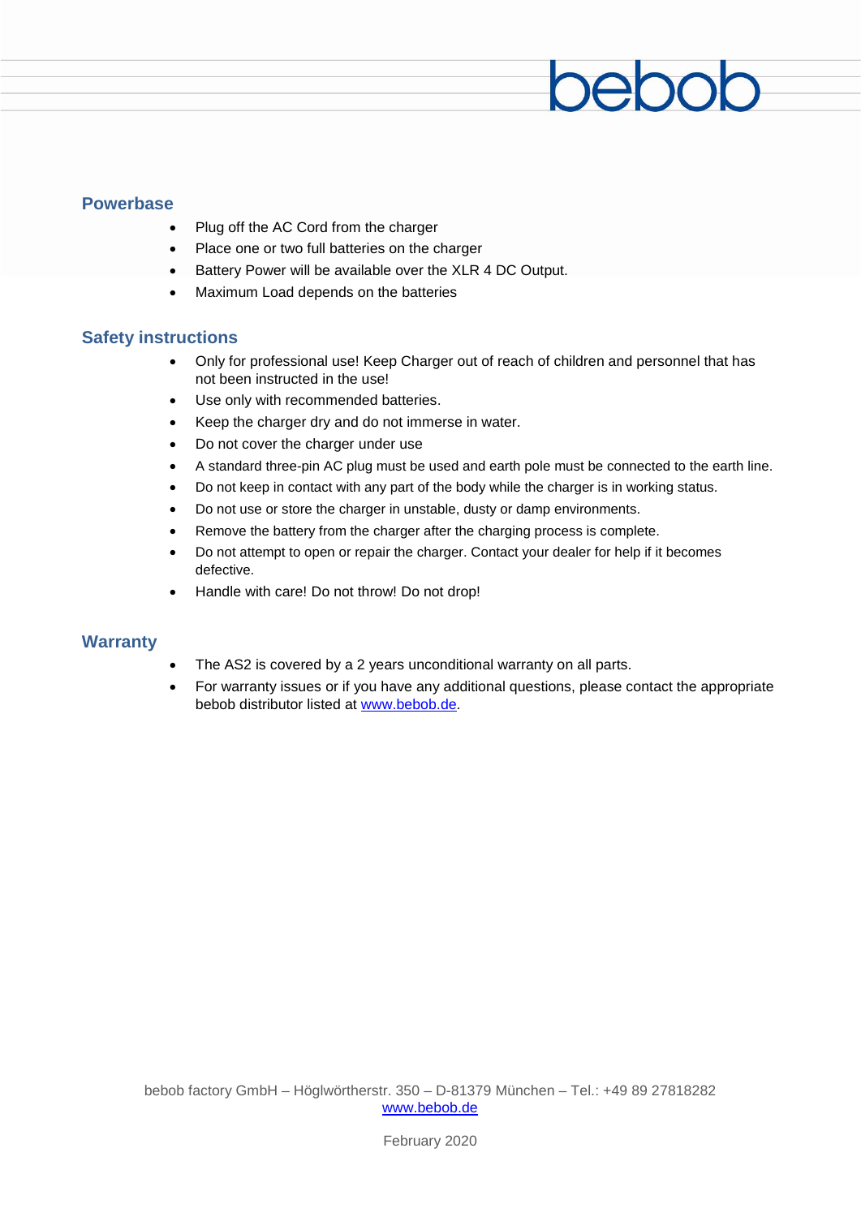## Powerbase

- Plug off the AC Cord from the charger
- Place one or two full batteries on the charger
- Battery Power will be available over the XLR 4 DC Output.
- Maximum Load depends on the batteries

## Safety instructions

- Only for professional use! Keep Charger out of reach of children and personnel that has not been instructed in the use!
- Use only with recommended batteries.
- Keep the charger dry and do not immerse in water.
- Do not cover the charger under use
- A standard three-pin AC plug must be used and earth pole must be connected to the earth line.
- Do not keep in contact with any part of the body while the charger is in working status.
- Do not use or store the charger in unstable, dusty or damp environments.
- Remove the battery from the charger after the charging process is complete.
- Do not attempt to open or repair the charger. Contact your dealer for help if it becomes defective.
- Handle with care! Do not throw! Do not drop!

## Warranty

- The AS2 is covered by a 2 years unconditional warranty on all parts.
- For warranty issues or if you have any additional questions, please contact the appropriate bebob distributor listed at www.bebob.de.

bebob factory GmbH – Höglwörtherstr. 350 – D-81379 München – Tel.: +49 89 27818282
www.bebob.de

February 2020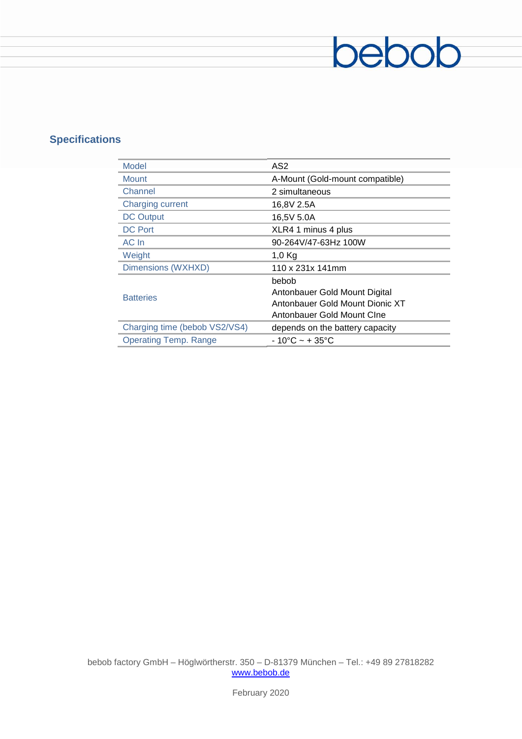## Specifications

| | |
|---|---|
| Model | AS2 |
| Mount | A-Mount (Gold-mount compatible) |
| Channel | 2 simultaneous |
| Charging current | 16,8V 2.5A |
| DC Output | 16,5V 5.0A |
| DC Port | XLR4 1 minus 4 plus |
| AC In | 90-264V/47-63Hz 100W |
| Weight | 1,0 Kg |
| Dimensions (WXHXD) | 110 x 231x 141mm |
| Batteries | bebob<br>Antonbauer Gold Mount Digital<br>Antonbauer Gold Mount Dionic XT<br>Antonbauer Gold Mount CIne |
| Charging time (bebob VS2/VS4) | depends on the battery capacity |
| Operating Temp. Range | - 10°C ~ + 35°C |

bebob factory GmbH – Höglwörtherstr. 350 – D-81379 München – Tel.: +49 89 27818282
www.bebob.de

February 2020